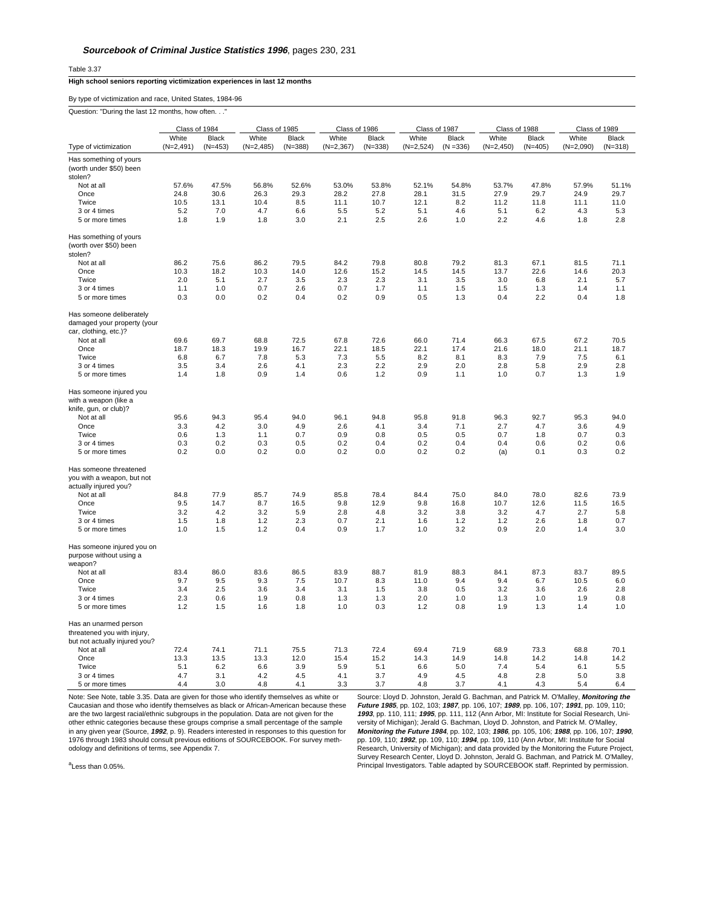***Sourcebook of Criminal Justice Statistics 1996***, pages 230, 231

Table 3.37

**High school seniors reporting victimization experiences in last 12 months**

By type of victimization and race, United States, 1984-96

Question: "During the last 12 months, how often. . ."

| | Class of 1984 | | Class of 1985 | | Class of 1986 | | Class of 1987 | | Class of 1988 | | Class of 1989 | |
|---|---|---|---|---|---|---|---|---|---|---|---|---|
| Type of victimization | White (N=2,491) | Black (N=453) | White (N=2,485) | Black (N=388) | White (N=2,367) | Black (N=338) | White (N=2,524) | Black (N =336) | White (N=2,450) | Black (N=405) | White (N=2,090) | Black (N=318) |
| Has something of yours (worth under $50) been stolen? | | | | | | | | | | | | |
| Not at all | 57.6% | 47.5% | 56.8% | 52.6% | 53.0% | 53.8% | 52.1% | 54.8% | 53.7% | 47.8% | 57.9% | 51.1% |
| Once | 24.8 | 30.6 | 26.3 | 29.3 | 28.2 | 27.8 | 28.1 | 31.5 | 27.9 | 29.7 | 24.9 | 29.7 |
| Twice | 10.5 | 13.1 | 10.4 | 8.5 | 11.1 | 10.7 | 12.1 | 8.2 | 11.2 | 11.8 | 11.1 | 11.0 |
| 3 or 4 times | 5.2 | 7.0 | 4.7 | 6.6 | 5.5 | 5.2 | 5.1 | 4.6 | 5.1 | 6.2 | 4.3 | 5.3 |
| 5 or more times | 1.8 | 1.9 | 1.8 | 3.0 | 2.1 | 2.5 | 2.6 | 1.0 | 2.2 | 4.6 | 1.8 | 2.8 |
| Has something of yours (worth over $50) been stolen? | | | | | | | | | | | | |
| Not at all | 86.2 | 75.6 | 86.2 | 79.5 | 84.2 | 79.8 | 80.8 | 79.2 | 81.3 | 67.1 | 81.5 | 71.1 |
| Once | 10.3 | 18.2 | 10.3 | 14.0 | 12.6 | 15.2 | 14.5 | 14.5 | 13.7 | 22.6 | 14.6 | 20.3 |
| Twice | 2.0 | 5.1 | 2.7 | 3.5 | 2.3 | 2.3 | 3.1 | 3.5 | 3.0 | 6.8 | 2.1 | 5.7 |
| 3 or 4 times | 1.1 | 1.0 | 0.7 | 2.6 | 0.7 | 1.7 | 1.1 | 1.5 | 1.5 | 1.3 | 1.4 | 1.1 |
| 5 or more times | 0.3 | 0.0 | 0.2 | 0.4 | 0.2 | 0.9 | 0.5 | 1.3 | 0.4 | 2.2 | 0.4 | 1.8 |
| Has someone deliberately damaged your property (your car, clothing, etc.)? | | | | | | | | | | | | |
| Not at all | 69.6 | 69.7 | 68.8 | 72.5 | 67.8 | 72.6 | 66.0 | 71.4 | 66.3 | 67.5 | 67.2 | 70.5 |
| Once | 18.7 | 18.3 | 19.9 | 16.7 | 22.1 | 18.5 | 22.1 | 17.4 | 21.6 | 18.0 | 21.1 | 18.7 |
| Twice | 6.8 | 6.7 | 7.8 | 5.3 | 7.3 | 5.5 | 8.2 | 8.1 | 8.3 | 7.9 | 7.5 | 6.1 |
| 3 or 4 times | 3.5 | 3.4 | 2.6 | 4.1 | 2.3 | 2.2 | 2.9 | 2.0 | 2.8 | 5.8 | 2.9 | 2.8 |
| 5 or more times | 1.4 | 1.8 | 0.9 | 1.4 | 0.6 | 1.2 | 0.9 | 1.1 | 1.0 | 0.7 | 1.3 | 1.9 |
| Has someone injured you with a weapon (like a knife, gun, or club)? | | | | | | | | | | | | |
| Not at all | 95.6 | 94.3 | 95.4 | 94.0 | 96.1 | 94.8 | 95.8 | 91.8 | 96.3 | 92.7 | 95.3 | 94.0 |
| Once | 3.3 | 4.2 | 3.0 | 4.9 | 2.6 | 4.1 | 3.4 | 7.1 | 2.7 | 4.7 | 3.6 | 4.9 |
| Twice | 0.6 | 1.3 | 1.1 | 0.7 | 0.9 | 0.8 | 0.5 | 0.5 | 0.7 | 1.8 | 0.7 | 0.3 |
| 3 or 4 times | 0.3 | 0.2 | 0.3 | 0.5 | 0.2 | 0.4 | 0.2 | 0.4 | 0.4 | 0.6 | 0.2 | 0.6 |
| 5 or more times | 0.2 | 0.0 | 0.2 | 0.0 | 0.2 | 0.0 | 0.2 | 0.2 | (a) | 0.1 | 0.3 | 0.2 |
| Has someone threatened you with a weapon, but not actually injured you? | | | | | | | | | | | | |
| Not at all | 84.8 | 77.9 | 85.7 | 74.9 | 85.8 | 78.4 | 84.4 | 75.0 | 84.0 | 78.0 | 82.6 | 73.9 |
| Once | 9.5 | 14.7 | 8.7 | 16.5 | 9.8 | 12.9 | 9.8 | 16.8 | 10.7 | 12.6 | 11.5 | 16.5 |
| Twice | 3.2 | 4.2 | 3.2 | 5.9 | 2.8 | 4.8 | 3.2 | 3.8 | 3.2 | 4.7 | 2.7 | 5.8 |
| 3 or 4 times | 1.5 | 1.8 | 1.2 | 2.3 | 0.7 | 2.1 | 1.6 | 1.2 | 1.2 | 2.6 | 1.8 | 0.7 |
| 5 or more times | 1.0 | 1.5 | 1.2 | 0.4 | 0.9 | 1.7 | 1.0 | 3.2 | 0.9 | 2.0 | 1.4 | 3.0 |
| Has someone injured you on purpose without using a weapon? | | | | | | | | | | | | |
| Not at all | 83.4 | 86.0 | 83.6 | 86.5 | 83.9 | 88.7 | 81.9 | 88.3 | 84.1 | 87.3 | 83.7 | 89.5 |
| Once | 9.7 | 9.5 | 9.3 | 7.5 | 10.7 | 8.3 | 11.0 | 9.4 | 9.4 | 6.7 | 10.5 | 6.0 |
| Twice | 3.4 | 2.5 | 3.6 | 3.4 | 3.1 | 1.5 | 3.8 | 0.5 | 3.2 | 3.6 | 2.6 | 2.8 |
| 3 or 4 times | 2.3 | 0.6 | 1.9 | 0.8 | 1.3 | 1.3 | 2.0 | 1.0 | 1.3 | 1.0 | 1.9 | 0.8 |
| 5 or more times | 1.2 | 1.5 | 1.6 | 1.8 | 1.0 | 0.3 | 1.2 | 0.8 | 1.9 | 1.3 | 1.4 | 1.0 |
| Has an unarmed person threatened you with injury, but not actually injured you? | | | | | | | | | | | | |
| Not at all | 72.4 | 74.1 | 71.1 | 75.5 | 71.3 | 72.4 | 69.4 | 71.9 | 68.9 | 73.3 | 68.8 | 70.1 |
| Once | 13.3 | 13.5 | 13.3 | 12.0 | 15.4 | 15.2 | 14.3 | 14.9 | 14.8 | 14.2 | 14.8 | 14.2 |
| Twice | 5.1 | 6.2 | 6.6 | 3.9 | 5.9 | 5.1 | 6.6 | 5.0 | 7.4 | 5.4 | 6.1 | 5.5 |
| 3 or 4 times | 4.7 | 3.1 | 4.2 | 4.5 | 4.1 | 3.7 | 4.9 | 4.5 | 4.8 | 2.8 | 5.0 | 3.8 |
| 5 or more times | 4.4 | 3.0 | 4.8 | 4.1 | 3.3 | 3.7 | 4.8 | 3.7 | 4.1 | 4.3 | 5.4 | 6.4 |

Note: See Note, table 3.35. Data are given for those who identify themselves as white or Caucasian and those who identify themselves as black or African-American because these are the two largest racial/ethnic subgroups in the population. Data are not given for the other ethnic categories because these groups comprise a small percentage of the sample in any given year (Source, ***1992***, p. 9). Readers interested in responses to this question for 1976 through 1983 should consult previous editions of SOURCEBOOK. For survey methodology and definitions of terms, see Appendix 7.

[a]Less than 0.05%.

Source: Lloyd D. Johnston, Jerald G. Bachman, and Patrick M. O'Malley, ***Monitoring the Future 1985***, pp. 102, 103; ***1987***, pp. 106, 107; ***1989***, pp. 106, 107; ***1991***, pp. 109, 110; ***1993***, pp. 110, 111; ***1995***, pp. 111, 112 (Ann Arbor, MI: Institute for Social Research, University of Michigan); Jerald G. Bachman, Lloyd D. Johnston, and Patrick M. O'Malley, ***Monitoring the Future 1984***, pp. 102, 103; ***1986***, pp. 105, 106; ***1988***, pp. 106, 107; ***1990***, pp. 109, 110; ***1992***, pp. 109, 110; ***1994***, pp. 109, 110 (Ann Arbor, MI: Institute for Social Research, University of Michigan); and data provided by the Monitoring the Future Project, Survey Research Center, Lloyd D. Johnston, Jerald G. Bachman, and Patrick M. O'Malley, Principal Investigators. Table adapted by SOURCEBOOK staff. Reprinted by permission.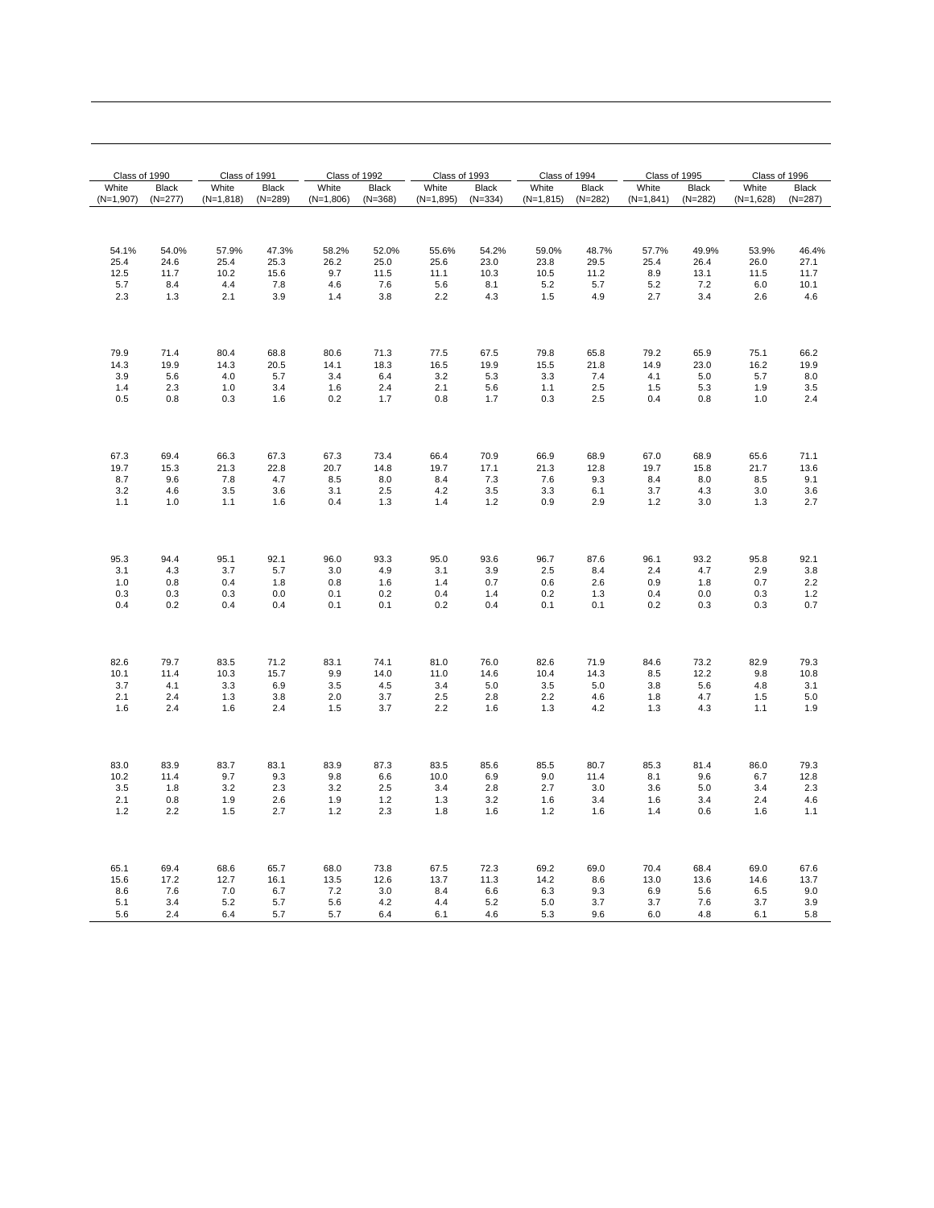| Class of 1990 | | Class of 1991 | | Class of 1992 | | Class of 1993 | | Class of 1994 | | Class of 1995 | | Class of 1996 | |
|---|---|---|---|---|---|---|---|---|---|---|---|---|---|
| White (N=1,907) | Black (N=277) | White (N=1,818) | Black (N=289) | White (N=1,806) | Black (N=368) | White (N=1,895) | Black (N=334) | White (N=1,815) | Black (N=282) | White (N=1,841) | Black (N=282) | White (N=1,628) | Black (N=287) |
| 54.1% | 54.0% | 57.9% | 47.3% | 58.2% | 52.0% | 55.6% | 54.2% | 59.0% | 48.7% | 57.7% | 49.9% | 53.9% | 46.4% |
| 25.4 | 24.6 | 25.4 | 25.3 | 26.2 | 25.0 | 25.6 | 23.0 | 23.8 | 29.5 | 25.4 | 26.4 | 26.0 | 27.1 |
| 12.5 | 11.7 | 10.2 | 15.6 | 9.7 | 11.5 | 11.1 | 10.3 | 10.5 | 11.2 | 8.9 | 13.1 | 11.5 | 11.7 |
| 5.7 | 8.4 | 4.4 | 7.8 | 4.6 | 7.6 | 5.6 | 8.1 | 5.2 | 5.7 | 5.2 | 7.2 | 6.0 | 10.1 |
| 2.3 | 1.3 | 2.1 | 3.9 | 1.4 | 3.8 | 2.2 | 4.3 | 1.5 | 4.9 | 2.7 | 3.4 | 2.6 | 4.6 |
| | | | | | | | | | | | | | |
| 79.9 | 71.4 | 80.4 | 68.8 | 80.6 | 71.3 | 77.5 | 67.5 | 79.8 | 65.8 | 79.2 | 65.9 | 75.1 | 66.2 |
| 14.3 | 19.9 | 14.3 | 20.5 | 14.1 | 18.3 | 16.5 | 19.9 | 15.5 | 21.8 | 14.9 | 23.0 | 16.2 | 19.9 |
| 3.9 | 5.6 | 4.0 | 5.7 | 3.4 | 6.4 | 3.2 | 5.3 | 3.3 | 7.4 | 4.1 | 5.0 | 5.7 | 8.0 |
| 1.4 | 2.3 | 1.0 | 3.4 | 1.6 | 2.4 | 2.1 | 5.6 | 1.1 | 2.5 | 1.5 | 5.3 | 1.9 | 3.5 |
| 0.5 | 0.8 | 0.3 | 1.6 | 0.2 | 1.7 | 0.8 | 1.7 | 0.3 | 2.5 | 0.4 | 0.8 | 1.0 | 2.4 |
| | | | | | | | | | | | | | |
| 67.3 | 69.4 | 66.3 | 67.3 | 67.3 | 73.4 | 66.4 | 70.9 | 66.9 | 68.9 | 67.0 | 68.9 | 65.6 | 71.1 |
| 19.7 | 15.3 | 21.3 | 22.8 | 20.7 | 14.8 | 19.7 | 17.1 | 21.3 | 12.8 | 19.7 | 15.8 | 21.7 | 13.6 |
| 8.7 | 9.6 | 7.8 | 4.7 | 8.5 | 8.0 | 8.4 | 7.3 | 7.6 | 9.3 | 8.4 | 8.0 | 8.5 | 9.1 |
| 3.2 | 4.6 | 3.5 | 3.6 | 3.1 | 2.5 | 4.2 | 3.5 | 3.3 | 6.1 | 3.7 | 4.3 | 3.0 | 3.6 |
| 1.1 | 1.0 | 1.1 | 1.6 | 0.4 | 1.3 | 1.4 | 1.2 | 0.9 | 2.9 | 1.2 | 3.0 | 1.3 | 2.7 |
| | | | | | | | | | | | | | |
| 95.3 | 94.4 | 95.1 | 92.1 | 96.0 | 93.3 | 95.0 | 93.6 | 96.7 | 87.6 | 96.1 | 93.2 | 95.8 | 92.1 |
| 3.1 | 4.3 | 3.7 | 5.7 | 3.0 | 4.9 | 3.1 | 3.9 | 2.5 | 8.4 | 2.4 | 4.7 | 2.9 | 3.8 |
| 1.0 | 0.8 | 0.4 | 1.8 | 0.8 | 1.6 | 1.4 | 0.7 | 0.6 | 2.6 | 0.9 | 1.8 | 0.7 | 2.2 |
| 0.3 | 0.3 | 0.3 | 0.0 | 0.1 | 0.2 | 0.4 | 1.4 | 0.2 | 1.3 | 0.4 | 0.0 | 0.3 | 1.2 |
| 0.4 | 0.2 | 0.4 | 0.4 | 0.1 | 0.1 | 0.2 | 0.4 | 0.1 | 0.1 | 0.2 | 0.3 | 0.3 | 0.7 |
| | | | | | | | | | | | | | |
| 82.6 | 79.7 | 83.5 | 71.2 | 83.1 | 74.1 | 81.0 | 76.0 | 82.6 | 71.9 | 84.6 | 73.2 | 82.9 | 79.3 |
| 10.1 | 11.4 | 10.3 | 15.7 | 9.9 | 14.0 | 11.0 | 14.6 | 10.4 | 14.3 | 8.5 | 12.2 | 9.8 | 10.8 |
| 3.7 | 4.1 | 3.3 | 6.9 | 3.5 | 4.5 | 3.4 | 5.0 | 3.5 | 5.0 | 3.8 | 5.6 | 4.8 | 3.1 |
| 2.1 | 2.4 | 1.3 | 3.8 | 2.0 | 3.7 | 2.5 | 2.8 | 2.2 | 4.6 | 1.8 | 4.7 | 1.5 | 5.0 |
| 1.6 | 2.4 | 1.6 | 2.4 | 1.5 | 3.7 | 2.2 | 1.6 | 1.3 | 4.2 | 1.3 | 4.3 | 1.1 | 1.9 |
| | | | | | | | | | | | | | |
| 83.0 | 83.9 | 83.7 | 83.1 | 83.9 | 87.3 | 83.5 | 85.6 | 85.5 | 80.7 | 85.3 | 81.4 | 86.0 | 79.3 |
| 10.2 | 11.4 | 9.7 | 9.3 | 9.8 | 6.6 | 10.0 | 6.9 | 9.0 | 11.4 | 8.1 | 9.6 | 6.7 | 12.8 |
| 3.5 | 1.8 | 3.2 | 2.3 | 3.2 | 2.5 | 3.4 | 2.8 | 2.7 | 3.0 | 3.6 | 5.0 | 3.4 | 2.3 |
| 2.1 | 0.8 | 1.9 | 2.6 | 1.9 | 1.2 | 1.3 | 3.2 | 1.6 | 3.4 | 1.6 | 3.4 | 2.4 | 4.6 |
| 1.2 | 2.2 | 1.5 | 2.7 | 1.2 | 2.3 | 1.8 | 1.6 | 1.2 | 1.6 | 1.4 | 0.6 | 1.6 | 1.1 |
| | | | | | | | | | | | | | |
| 65.1 | 69.4 | 68.6 | 65.7 | 68.0 | 73.8 | 67.5 | 72.3 | 69.2 | 69.0 | 70.4 | 68.4 | 69.0 | 67.6 |
| 15.6 | 17.2 | 12.7 | 16.1 | 13.5 | 12.6 | 13.7 | 11.3 | 14.2 | 8.6 | 13.0 | 13.6 | 14.6 | 13.7 |
| 8.6 | 7.6 | 7.0 | 6.7 | 7.2 | 3.0 | 8.4 | 6.6 | 6.3 | 9.3 | 6.9 | 5.6 | 6.5 | 9.0 |
| 5.1 | 3.4 | 5.2 | 5.7 | 5.6 | 4.2 | 4.4 | 5.2 | 5.0 | 3.7 | 3.7 | 7.6 | 3.7 | 3.9 |
| 5.6 | 2.4 | 6.4 | 5.7 | 5.7 | 6.4 | 6.1 | 4.6 | 5.3 | 9.6 | 6.0 | 4.8 | 6.1 | 5.8 |